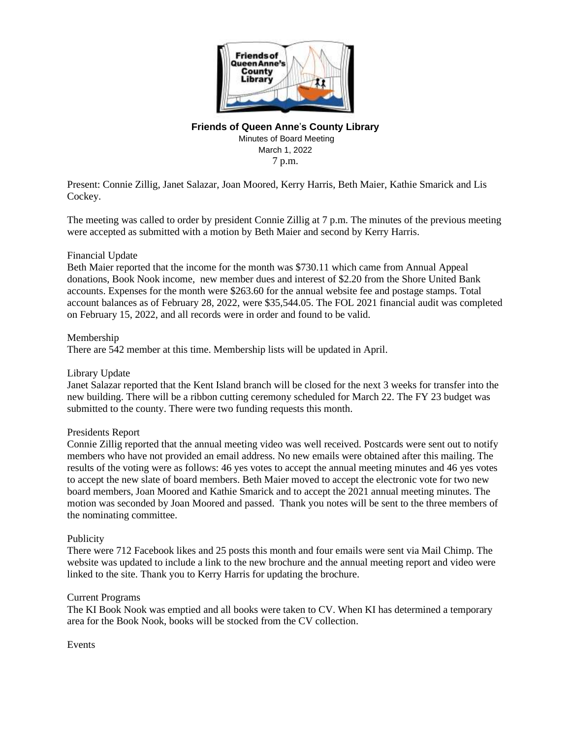**Friends of Queen Anne's County Library**

Minutes of Board Meeting
March 1, 2022
7 p.m.

Present: Connie Zillig, Janet Salazar, Joan Moored, Kerry Harris, Beth Maier, Kathie Smarick and Lis Cockey.

The meeting was called to order by president Connie Zillig at 7 p.m. The minutes of the previous meeting were accepted as submitted with a motion by Beth Maier and second by Kerry Harris.

Financial Update
Beth Maier reported that the income for the month was $730.11 which came from Annual Appeal donations, Book Nook income, new member dues and interest of $2.20 from the Shore United Bank accounts. Expenses for the month were $263.60 for the annual website fee and postage stamps. Total account balances as of February 28, 2022, were $35,544.05. The FOL 2021 financial audit was completed on February 15, 2022, and all records were in order and found to be valid.

Membership
There are 542 member at this time. Membership lists will be updated in April.

Library Update
Janet Salazar reported that the Kent Island branch will be closed for the next 3 weeks for transfer into the new building. There will be a ribbon cutting ceremony scheduled for March 22. The FY 23 budget was submitted to the county. There were two funding requests this month.

Presidents Report
Connie Zillig reported that the annual meeting video was well received. Postcards were sent out to notify members who have not provided an email address. No new emails were obtained after this mailing. The results of the voting were as follows: 46 yes votes to accept the annual meeting minutes and 46 yes votes to accept the new slate of board members. Beth Maier moved to accept the electronic vote for two new board members, Joan Moored and Kathie Smarick and to accept the 2021 annual meeting minutes. The motion was seconded by Joan Moored and passed. Thank you notes will be sent to the three members of the nominating committee.

Publicity
There were 712 Facebook likes and 25 posts this month and four emails were sent via Mail Chimp. The website was updated to include a link to the new brochure and the annual meeting report and video were linked to the site. Thank you to Kerry Harris for updating the brochure.

Current Programs
The KI Book Nook was emptied and all books were taken to CV. When KI has determined a temporary area for the Book Nook, books will be stocked from the CV collection.

Events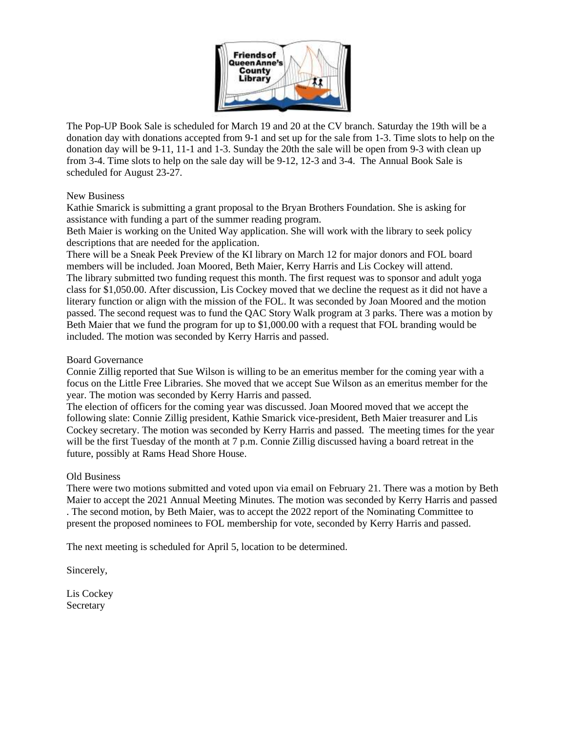The Pop-UP Book Sale is scheduled for March 19 and 20 at the CV branch. Saturday the 19th will be a donation day with donations accepted from 9-1 and set up for the sale from 1-3. Time slots to help on the donation day will be 9-11, 11-1 and 1-3. Sunday the 20th the sale will be open from 9-3 with clean up from 3-4. Time slots to help on the sale day will be 9-12, 12-3 and 3-4. The Annual Book Sale is scheduled for August 23-27.

New Business

Kathie Smarick is submitting a grant proposal to the Bryan Brothers Foundation. She is asking for assistance with funding a part of the summer reading program.

Beth Maier is working on the United Way application. She will work with the library to seek policy descriptions that are needed for the application.

There will be a Sneak Peek Preview of the KI library on March 12 for major donors and FOL board members will be included. Joan Moored, Beth Maier, Kerry Harris and Lis Cockey will attend.

The library submitted two funding request this month. The first request was to sponsor and adult yoga class for $1,050.00. After discussion, Lis Cockey moved that we decline the request as it did not have a literary function or align with the mission of the FOL. It was seconded by Joan Moored and the motion passed. The second request was to fund the QAC Story Walk program at 3 parks. There was a motion by Beth Maier that we fund the program for up to $1,000.00 with a request that FOL branding would be included. The motion was seconded by Kerry Harris and passed.

Board Governance

Connie Zillig reported that Sue Wilson is willing to be an emeritus member for the coming year with a focus on the Little Free Libraries. She moved that we accept Sue Wilson as an emeritus member for the year. The motion was seconded by Kerry Harris and passed.

The election of officers for the coming year was discussed. Joan Moored moved that we accept the following slate: Connie Zillig president, Kathie Smarick vice-president, Beth Maier treasurer and Lis Cockey secretary. The motion was seconded by Kerry Harris and passed. The meeting times for the year will be the first Tuesday of the month at 7 p.m. Connie Zillig discussed having a board retreat in the future, possibly at Rams Head Shore House.

Old Business

There were two motions submitted and voted upon via email on February 21. There was a motion by Beth Maier to accept the 2021 Annual Meeting Minutes. The motion was seconded by Kerry Harris and passed . The second motion, by Beth Maier, was to accept the 2022 report of the Nominating Committee to present the proposed nominees to FOL membership for vote, seconded by Kerry Harris and passed.

The next meeting is scheduled for April 5, location to be determined.

Sincerely,

Lis Cockey  
Secretary